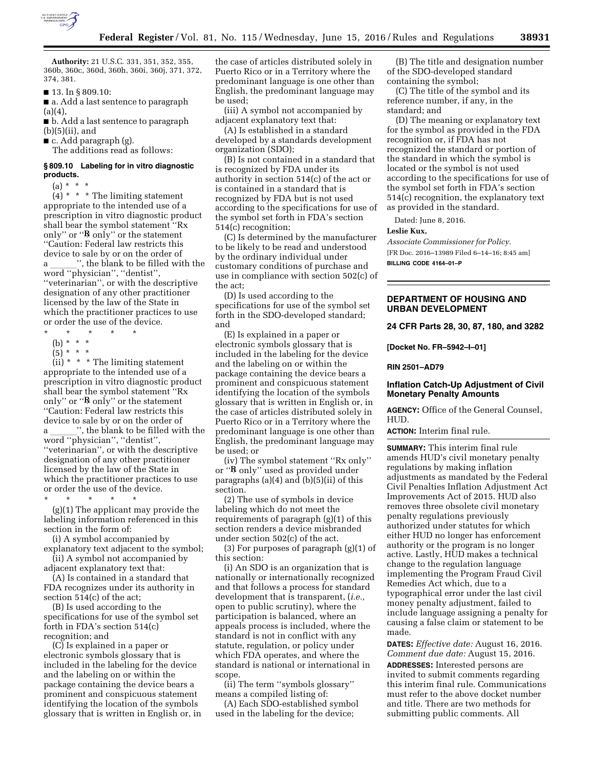**Authority:** 21 U.S.C. 331, 351, 352, 355, 360b, 360c, 360d, 360h, 360i, 360j, 371, 372, 374, 381.

■ 13. In § 809.10:

■ a. Add a last sentence to paragraph (a)(4),

■ b. Add a last sentence to paragraph (b)(5)(ii), and

■ c. Add paragraph (g).

The additions read as follows:

### § 809.10 Labeling for in vitro diagnostic products.

(a) * * *

(4) * * * The limiting statement appropriate to the intended use of a prescription in vitro diagnostic product shall bear the symbol statement ''Rx only'' or ''℞ only'' or the statement ''Caution: Federal law restricts this device to sale by or on the order of a ______'', the blank to be filled with the word ''physician'', ''dentist'', ''veterinarian'', or with the descriptive designation of any other practitioner licensed by the law of the State in which the practitioner practices to use or order the use of the device.

\* \* \* \* \*

(b) * * *

(5) * * *

(ii) * * * The limiting statement appropriate to the intended use of a prescription in vitro diagnostic product shall bear the symbol statement ''Rx only'' or ''℞ only'' or the statement ''Caution: Federal law restricts this device to sale by or on the order of a ______'', the blank to be filled with the word ''physician'', ''dentist'', ''veterinarian'', or with the descriptive designation of any other practitioner licensed by the law of the State in which the practitioner practices to use or order the use of the device.

\* \* \* \* \*

(g)(1) The applicant may provide the labeling information referenced in this section in the form of:

(i) A symbol accompanied by explanatory text adjacent to the symbol;

(ii) A symbol not accompanied by adjacent explanatory text that:

(A) Is contained in a standard that FDA recognizes under its authority in section 514(c) of the act;

(B) Is used according to the specifications for use of the symbol set forth in FDA's section 514(c) recognition; and

(C) Is explained in a paper or electronic symbols glossary that is included in the labeling for the device and the labeling on or within the package containing the device bears a prominent and conspicuous statement identifying the location of the symbols glossary that is written in English or, in the case of articles distributed solely in Puerto Rico or in a Territory where the predominant language is one other than English, the predominant language may be used;

(iii) A symbol not accompanied by adjacent explanatory text that:

(A) Is established in a standard developed by a standards development organization (SDO);

(B) Is not contained in a standard that is recognized by FDA under its authority in section 514(c) of the act or is contained in a standard that is recognized by FDA but is not used according to the specifications for use of the symbol set forth in FDA's section 514(c) recognition;

(C) Is determined by the manufacturer to be likely to be read and understood by the ordinary individual under customary conditions of purchase and use in compliance with section 502(c) of the act;

(D) Is used according to the specifications for use of the symbol set forth in the SDO-developed standard; and

(E) Is explained in a paper or electronic symbols glossary that is included in the labeling for the device and the labeling on or within the package containing the device bears a prominent and conspicuous statement identifying the location of the symbols glossary that is written in English or, in the case of articles distributed solely in Puerto Rico or in a Territory where the predominant language is one other than English, the predominant language may be used; or

(iv) The symbol statement ''Rx only'' or ''℞ only'' used as provided under paragraphs (a)(4) and (b)(5)(ii) of this section.

(2) The use of symbols in device labeling which do not meet the requirements of paragraph (g)(1) of this section renders a device misbranded under section 502(c) of the act.

(3) For purposes of paragraph (g)(1) of this section:

(i) An SDO is an organization that is nationally or internationally recognized and that follows a process for standard development that is transparent, (*i.e.,* open to public scrutiny), where the participation is balanced, where an appeals process is included, where the standard is not in conflict with any statute, regulation, or policy under which FDA operates, and where the standard is national or international in scope.

(ii) The term ''symbols glossary'' means a compiled listing of:

(A) Each SDO-established symbol used in the labeling for the device;

(B) The title and designation number of the SDO-developed standard containing the symbol;

(C) The title of the symbol and its reference number, if any, in the standard; and

(D) The meaning or explanatory text for the symbol as provided in the FDA recognition or, if FDA has not recognized the standard or portion of the standard in which the symbol is located or the symbol is not used according to the specifications for use of the symbol set forth in FDA's section 514(c) recognition, the explanatory text as provided in the standard.

Dated: June 8, 2016.

**Leslie Kux,**

*Associate Commissioner for Policy.*

[FR Doc. 2016–13989 Filed 6–14–16; 8:45 am]

**BILLING CODE 4164–01–P**

## DEPARTMENT OF HOUSING AND URBAN DEVELOPMENT

### 24 CFR Parts 28, 30, 87, 180, and 3282

**[Docket No. FR–5942–I–01]**

**RIN 2501–AD79**

### Inflation Catch-Up Adjustment of Civil Monetary Penalty Amounts

**AGENCY:** Office of the General Counsel, HUD.

**ACTION:** Interim final rule.

**SUMMARY:** This interim final rule amends HUD's civil monetary penalty regulations by making inflation adjustments as mandated by the Federal Civil Penalties Inflation Adjustment Act Improvements Act of 2015. HUD also removes three obsolete civil monetary penalty regulations previously authorized under statutes for which either HUD no longer has enforcement authority or the program is no longer active. Lastly, HUD makes a technical change to the regulation language implementing the Program Fraud Civil Remedies Act which, due to a typographical error under the last civil money penalty adjustment, failed to include language assigning a penalty for causing a false claim or statement to be made.

**DATES:** *Effective date:* August 16, 2016. *Comment due date:* August 15, 2016.

**ADDRESSES:** Interested persons are invited to submit comments regarding this interim final rule. Communications must refer to the above docket number and title. There are two methods for submitting public comments. All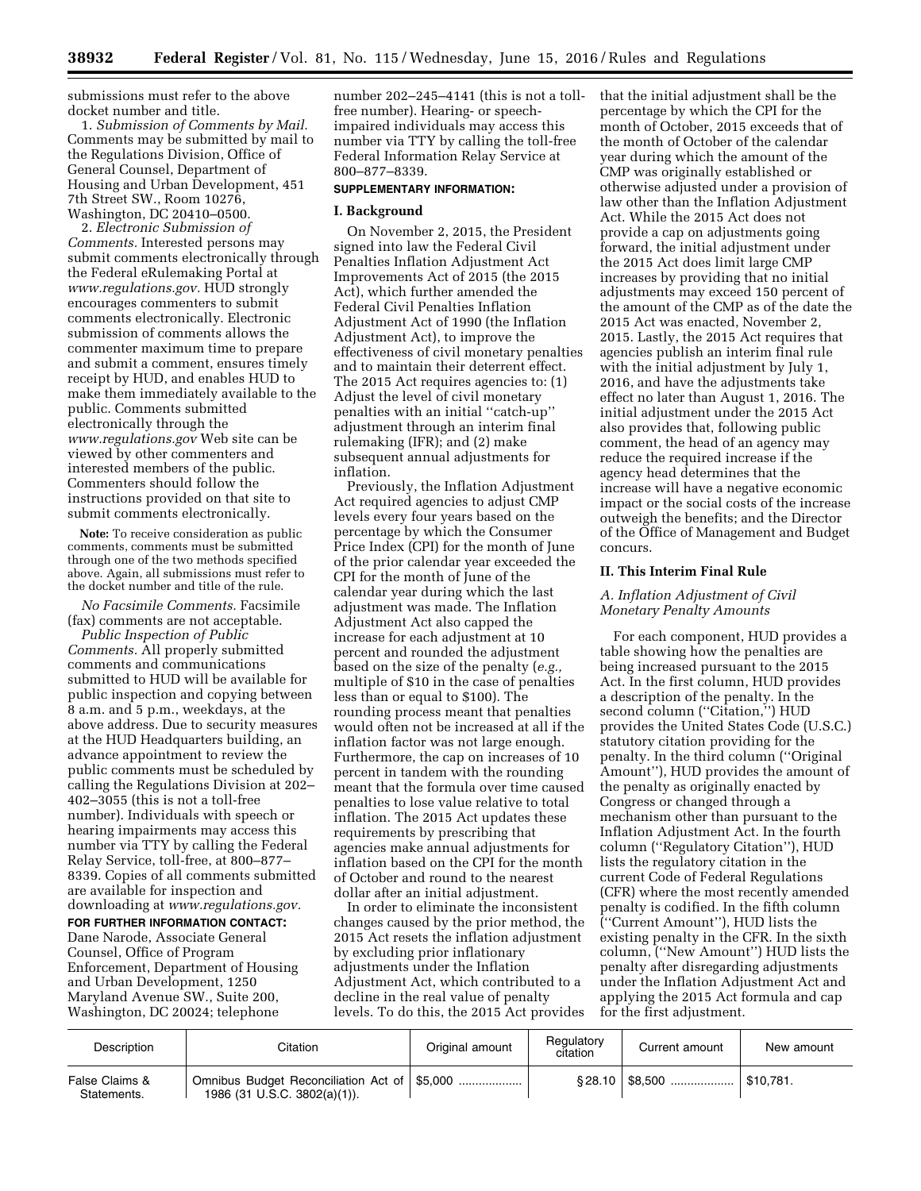submissions must refer to the above docket number and title.

1. *Submission of Comments by Mail.* Comments may be submitted by mail to the Regulations Division, Office of General Counsel, Department of Housing and Urban Development, 451 7th Street SW., Room 10276, Washington, DC 20410–0500.

2. *Electronic Submission of Comments.* Interested persons may submit comments electronically through the Federal eRulemaking Portal at *www.regulations.gov*. HUD strongly encourages commenters to submit comments electronically. Electronic submission of comments allows the commenter maximum time to prepare and submit a comment, ensures timely receipt by HUD, and enables HUD to make them immediately available to the public. Comments submitted electronically through the *www.regulations.gov* Web site can be viewed by other commenters and interested members of the public. Commenters should follow the instructions provided on that site to submit comments electronically.

**Note:** To receive consideration as public comments, comments must be submitted through one of the two methods specified above. Again, all submissions must refer to the docket number and title of the rule.

*No Facsimile Comments.* Facsimile (fax) comments are not acceptable.

*Public Inspection of Public Comments.* All properly submitted comments and communications submitted to HUD will be available for public inspection and copying between 8 a.m. and 5 p.m., weekdays, at the above address. Due to security measures at the HUD Headquarters building, an advance appointment to review the public comments must be scheduled by calling the Regulations Division at 202–402–3055 (this is not a toll-free number). Individuals with speech or hearing impairments may access this number via TTY by calling the Federal Relay Service, toll-free, at 800–877–8339. Copies of all comments submitted are available for inspection and downloading at *www.regulations.gov.*

**FOR FURTHER INFORMATION CONTACT:** Dane Narode, Associate General Counsel, Office of Program Enforcement, Department of Housing and Urban Development, 1250 Maryland Avenue SW., Suite 200, Washington, DC 20024; telephone number 202–245–4141 (this is not a toll-free number). Hearing- or speech-impaired individuals may access this number via TTY by calling the toll-free Federal Information Relay Service at 800–877–8339.

**SUPPLEMENTARY INFORMATION:**

## I. Background

On November 2, 2015, the President signed into law the Federal Civil Penalties Inflation Adjustment Act Improvements Act of 2015 (the 2015 Act), which further amended the Federal Civil Penalties Inflation Adjustment Act of 1990 (the Inflation Adjustment Act), to improve the effectiveness of civil monetary penalties and to maintain their deterrent effect. The 2015 Act requires agencies to: (1) Adjust the level of civil monetary penalties with an initial "catch-up" adjustment through an interim final rulemaking (IFR); and (2) make subsequent annual adjustments for inflation.

Previously, the Inflation Adjustment Act required agencies to adjust CMP levels every four years based on the percentage by which the Consumer Price Index (CPI) for the month of June of the prior calendar year exceeded the CPI for the month of June of the calendar year during which the last adjustment was made. The Inflation Adjustment Act also capped the increase for each adjustment at 10 percent and rounded the adjustment based on the size of the penalty (*e.g.,* multiple of $10 in the case of penalties less than or equal to $100). The rounding process meant that penalties would often not be increased at all if the inflation factor was not large enough. Furthermore, the cap on increases of 10 percent in tandem with the rounding meant that the formula over time caused penalties to lose value relative to total inflation. The 2015 Act updates these requirements by prescribing that agencies make annual adjustments for inflation based on the CPI for the month of October and round to the nearest dollar after an initial adjustment.

In order to eliminate the inconsistent changes caused by the prior method, the 2015 Act resets the inflation adjustment by excluding prior inflationary adjustments under the Inflation Adjustment Act, which contributed to a decline in the real value of penalty levels. To do this, the 2015 Act provides that the initial adjustment shall be the percentage by which the CPI for the month of October, 2015 exceeds that of the month of October of the calendar year during which the amount of the CMP was originally established or otherwise adjusted under a provision of law other than the Inflation Adjustment Act. While the 2015 Act does not provide a cap on adjustments going forward, the initial adjustment under the 2015 Act does limit large CMP increases by providing that no initial adjustments may exceed 150 percent of the amount of the CMP as of the date the 2015 Act was enacted, November 2, 2015. Lastly, the 2015 Act requires that agencies publish an interim final rule with the initial adjustment by July 1, 2016, and have the adjustments take effect no later than August 1, 2016. The initial adjustment under the 2015 Act also provides that, following public comment, the head of an agency may reduce the required increase if the agency head determines that the increase will have a negative economic impact or the social costs of the increase outweigh the benefits; and the Director of the Office of Management and Budget concurs.

## II. This Interim Final Rule

### A. Inflation Adjustment of Civil Monetary Penalty Amounts

For each component, HUD provides a table showing how the penalties are being increased pursuant to the 2015 Act. In the first column, HUD provides a description of the penalty. In the second column ("Citation,") HUD provides the United States Code (U.S.C.) statutory citation providing for the penalty. In the third column ("Original Amount"), HUD provides the amount of the penalty as originally enacted by Congress or changed through a mechanism other than pursuant to the Inflation Adjustment Act. In the fourth column ("Regulatory Citation"), HUD lists the regulatory citation in the current Code of Federal Regulations (CFR) where the most recently amended penalty is codified. In the fifth column ("Current Amount"), HUD lists the existing penalty in the CFR. In the sixth column, ("New Amount") HUD lists the penalty after disregarding adjustments under the Inflation Adjustment Act and applying the 2015 Act formula and cap for the first adjustment.

| Description | Citation | Original amount | Regulatory citation | Current amount | New amount |
|---|---|---|---|---|---|
| False Claims & Statements. | Omnibus Budget Reconciliation Act of 1986 (31 U.S.C. 3802(a)(1)). | $5,000 | § 28.10 | $8,500 | $10,781. |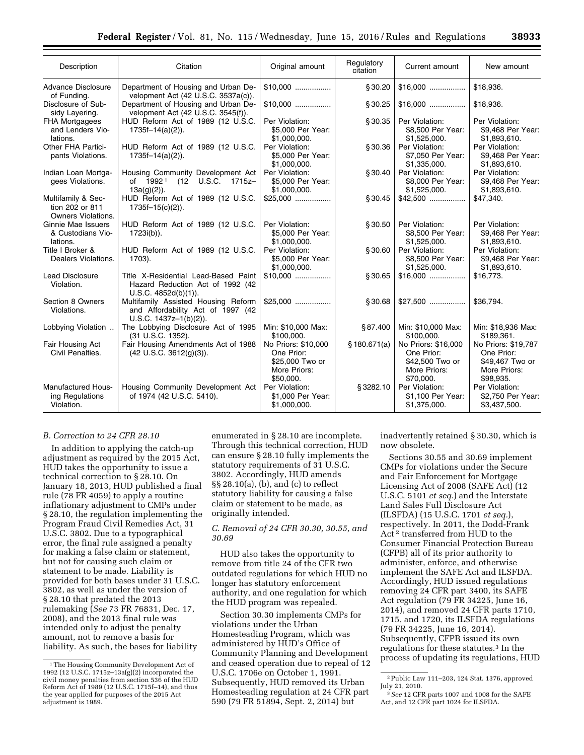| Description | Citation | Original amount | Regulatory citation | Current amount | New amount |
|---|---|---|---|---|---|
| Advance Disclosure of Funding. | Department of Housing and Urban Development Act (42 U.S.C. 3537a(c)). | $10,000 | § 30.20 | $16,000 | $18,936. |
| Disclosure of Subsidy Layering. | Department of Housing and Urban Development Act (42 U.S.C. 3545(f)). | $10,000 | § 30.25 | $16,000 | $18,936. |
| FHA Mortgagees and Lenders Violations. | HUD Reform Act of 1989 (12 U.S.C. 1735f–14(a)(2)). | Per Violation: $5,000 Per Year: $1,000,000. | § 30.35 | Per Violation: $8,500 Per Year: $1,525,000. | Per Violation: $9,468 Per Year: $1,893,610. |
| Other FHA Participants Violations. | HUD Reform Act of 1989 (12 U.S.C. 1735f–14(a)(2)). | Per Violation: $5,000 Per Year: $1,000,000. | § 30.36 | Per Violation: $7,050 Per Year: $1,335,000. | Per Violation: $9,468 Per Year: $1,893,610. |
| Indian Loan Mortgagees Violations. | Housing Community Development Act of 1992[1] (12 U.S.C. 1715z–13a(g)(2)). | Per Violation: $5,000 Per Year: $1,000,000. | § 30.40 | Per Violation: $8,000 Per Year: $1,525,000. | Per Violation: $9,468 Per Year: $1,893,610. |
| Multifamily & Section 202 or 811 Owners Violations. | HUD Reform Act of 1989 (12 U.S.C. 1735f–15(c)(2)). | $25,000 | § 30.45 | $42,500 | $47,340. |
| Ginnie Mae Issuers & Custodians Violations. | HUD Reform Act of 1989 (12 U.S.C. 1723i(b)). | Per Violation: $5,000 Per Year: $1,000,000. | § 30.50 | Per Violation: $8,500 Per Year: $1,525,000. | Per Violation: $9,468 Per Year: $1,893,610. |
| Title I Broker & Dealers Violations. | HUD Reform Act of 1989 (12 U.S.C. 1703). | Per Violation: $5,000 Per Year: $1,000,000. | § 30.60 | Per Violation: $8,500 Per Year: $1,525,000. | Per Violation: $9,468 Per Year: $1,893,610. |
| Lead Disclosure Violation. | Title X-Residential Lead-Based Paint Hazard Reduction Act of 1992 (42 U.S.C. 4852d(b)(1)). | $10,000 | § 30.65 | $16,000 | $16,773. |
| Section 8 Owners Violations. | Multifamily Assisted Housing Reform and Affordability Act of 1997 (42 U.S.C. 1437z–1(b)(2)). | $25,000 | § 30.68 | $27,500 | $36,794. |
| Lobbying Violation | The Lobbying Disclosure Act of 1995 (31 U.S.C. 1352). | Min: $10,000 Max: $100,000. | § 87.400 | Min: $10,000 Max: $100,000. | Min: $18,936 Max: $189,361. |
| Fair Housing Act Civil Penalties. | Fair Housing Amendments Act of 1988 (42 U.S.C. 3612(g)(3)). | No Priors: $10,000 One Prior: $25,000 Two or More Priors: $50,000. | § 180.671(a) | No Priors: $16,000 One Prior: $42,500 Two or More Priors: $70,000. | No Priors: $19,787 One Prior: $49,467 Two or More Priors: $98,935. |
| Manufactured Housing Regulations Violation. | Housing Community Development Act of 1974 (42 U.S.C. 5410). | Per Violation: $1,000 Per Year: $1,000,000. | § 3282.10 | Per Violation: $1,100 Per Year: $1,375,000. | Per Violation: $2,750 Per Year: $3,437,500. |

[1] The Housing Community Development Act of 1992 (12 U.S.C. 1715z–13a(g)(2) incorporated the civil money penalties from section 536 of the HUD Reform Act of 1989 (12 U.S.C. 1715f–14), and thus the year applied for purposes of the 2015 Act adjustment is 1989.

### B. Correction to 24 CFR 28.10

In addition to applying the catch-up adjustment as required by the 2015 Act, HUD takes the opportunity to issue a technical correction to § 28.10. On January 18, 2013, HUD published a final rule (78 FR 4059) to apply a routine inflationary adjustment to CMPs under § 28.10, the regulation implementing the Program Fraud Civil Remedies Act, 31 U.S.C. 3802. Due to a typographical error, the final rule assigned a penalty for making a false claim or statement, but not for causing such claim or statement to be made. Liability is provided for both bases under 31 U.S.C. 3802, as well as under the version of § 28.10 that predated the 2013 rulemaking (*See* 73 FR 76831, Dec. 17, 2008), and the 2013 final rule was intended only to adjust the penalty amount, not to remove a basis for liability. As such, the bases for liability enumerated in § 28.10 are incomplete. Through this technical correction, HUD can ensure § 28.10 fully implements the statutory requirements of 31 U.S.C. 3802. Accordingly, HUD amends §§ 28.10(a), (b), and (c) to reflect statutory liability for causing a false claim or statement to be made, as originally intended.

### C. Removal of 24 CFR 30.30, 30.55, and 30.69

HUD also takes the opportunity to remove from title 24 of the CFR two outdated regulations for which HUD no longer has statutory enforcement authority, and one regulation for which the HUD program was repealed.

Section 30.30 implements CMPs for violations under the Urban Homesteading Program, which was administered by HUD's Office of Community Planning and Development and ceased operation due to repeal of 12 U.S.C. 1706e on October 1, 1991. Subsequently, HUD removed its Urban Homesteading regulation at 24 CFR part 590 (79 FR 51894, Sept. 2, 2014) but inadvertently retained § 30.30, which is now obsolete.

Sections 30.55 and 30.69 implement CMPs for violations under the Secure and Fair Enforcement for Mortgage Licensing Act of 2008 (SAFE Act) (12 U.S.C. 5101 *et seq.*) and the Interstate Land Sales Full Disclosure Act (ILSFDA) (15 U.S.C. 1701 *et seq.*), respectively. In 2011, the Dodd-Frank Act[2] transferred from HUD to the Consumer Financial Protection Bureau (CFPB) all of its prior authority to administer, enforce, and otherwise implement the SAFE Act and ILSFDA. Accordingly, HUD issued regulations removing 24 CFR part 3400, its SAFE Act regulation (79 FR 34225, June 16, 2014), and removed 24 CFR parts 1710, 1715, and 1720, its ILSFDA regulations (79 FR 34225, June 16, 2014). Subsequently, CFPB issued its own regulations for these statutes.[3] In the process of updating its regulations, HUD

[2] Public Law 111–203, 124 Stat. 1376, approved July 21, 2010.

[3] *See* 12 CFR parts 1007 and 1008 for the SAFE Act, and 12 CFR part 1024 for ILSFDA.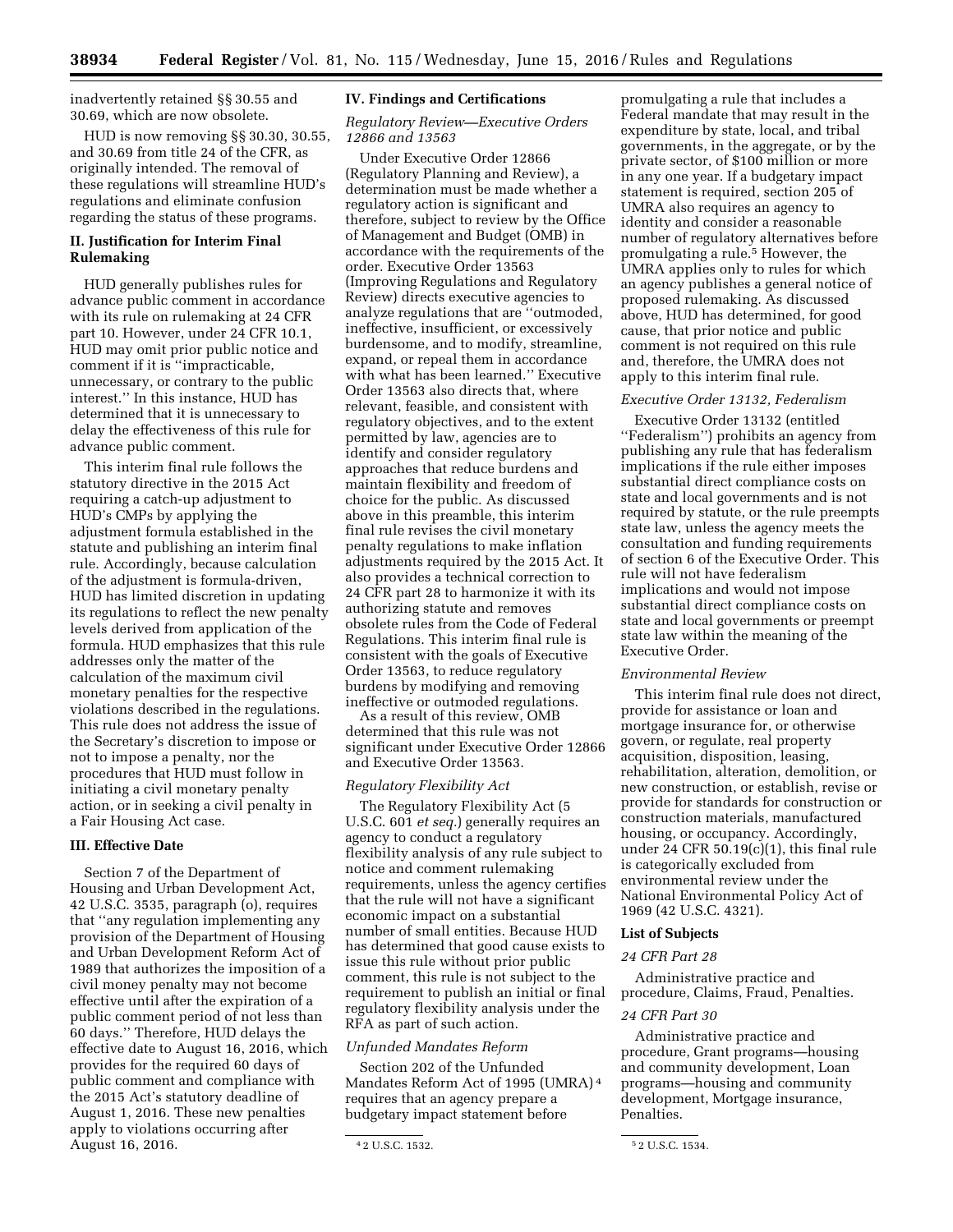inadvertently retained §§ 30.55 and 30.69, which are now obsolete.

HUD is now removing §§ 30.30, 30.55, and 30.69 from title 24 of the CFR, as originally intended. The removal of these regulations will streamline HUD's regulations and eliminate confusion regarding the status of these programs.

## II. Justification for Interim Final Rulemaking

HUD generally publishes rules for advance public comment in accordance with its rule on rulemaking at 24 CFR part 10. However, under 24 CFR 10.1, HUD may omit prior public notice and comment if it is ''impracticable, unnecessary, or contrary to the public interest.'' In this instance, HUD has determined that it is unnecessary to delay the effectiveness of this rule for advance public comment.

This interim final rule follows the statutory directive in the 2015 Act requiring a catch-up adjustment to HUD's CMPs by applying the adjustment formula established in the statute and publishing an interim final rule. Accordingly, because calculation of the adjustment is formula-driven, HUD has limited discretion in updating its regulations to reflect the new penalty levels derived from application of the formula. HUD emphasizes that this rule addresses only the matter of the calculation of the maximum civil monetary penalties for the respective violations described in the regulations. This rule does not address the issue of the Secretary's discretion to impose or not to impose a penalty, nor the procedures that HUD must follow in initiating a civil monetary penalty action, or in seeking a civil penalty in a Fair Housing Act case.

## III. Effective Date

Section 7 of the Department of Housing and Urban Development Act, 42 U.S.C. 3535, paragraph (o), requires that ''any regulation implementing any provision of the Department of Housing and Urban Development Reform Act of 1989 that authorizes the imposition of a civil money penalty may not become effective until after the expiration of a public comment period of not less than 60 days.'' Therefore, HUD delays the effective date to August 16, 2016, which provides for the required 60 days of public comment and compliance with the 2015 Act's statutory deadline of August 1, 2016. These new penalties apply to violations occurring after August 16, 2016.

## IV. Findings and Certifications

### *Regulatory Review—Executive Orders 12866 and 13563*

Under Executive Order 12866 (Regulatory Planning and Review), a determination must be made whether a regulatory action is significant and therefore, subject to review by the Office of Management and Budget (OMB) in accordance with the requirements of the order. Executive Order 13563 (Improving Regulations and Regulatory Review) directs executive agencies to analyze regulations that are ''outmoded, ineffective, insufficient, or excessively burdensome, and to modify, streamline, expand, or repeal them in accordance with what has been learned.'' Executive Order 13563 also directs that, where relevant, feasible, and consistent with regulatory objectives, and to the extent permitted by law, agencies are to identify and consider regulatory approaches that reduce burdens and maintain flexibility and freedom of choice for the public. As discussed above in this preamble, this interim final rule revises the civil monetary penalty regulations to make inflation adjustments required by the 2015 Act. It also provides a technical correction to 24 CFR part 28 to harmonize it with its authorizing statute and removes obsolete rules from the Code of Federal Regulations. This interim final rule is consistent with the goals of Executive Order 13563, to reduce regulatory burdens by modifying and removing ineffective or outmoded regulations.

As a result of this review, OMB determined that this rule was not significant under Executive Order 12866 and Executive Order 13563.

### *Regulatory Flexibility Act*

The Regulatory Flexibility Act (5 U.S.C. 601 *et seq.*) generally requires an agency to conduct a regulatory flexibility analysis of any rule subject to notice and comment rulemaking requirements, unless the agency certifies that the rule will not have a significant economic impact on a substantial number of small entities. Because HUD has determined that good cause exists to issue this rule without prior public comment, this rule is not subject to the requirement to publish an initial or final regulatory flexibility analysis under the RFA as part of such action.

### *Unfunded Mandates Reform*

Section 202 of the Unfunded Mandates Reform Act of 1995 (UMRA)[4] requires that an agency prepare a budgetary impact statement before promulgating a rule that includes a Federal mandate that may result in the expenditure by state, local, and tribal governments, in the aggregate, or by the private sector, of $100 million or more in any one year. If a budgetary impact statement is required, section 205 of UMRA also requires an agency to identity and consider a reasonable number of regulatory alternatives before promulgating a rule.[5] However, the UMRA applies only to rules for which an agency publishes a general notice of proposed rulemaking. As discussed above, HUD has determined, for good cause, that prior notice and public comment is not required on this rule and, therefore, the UMRA does not apply to this interim final rule.

### *Executive Order 13132, Federalism*

Executive Order 13132 (entitled ''Federalism'') prohibits an agency from publishing any rule that has federalism implications if the rule either imposes substantial direct compliance costs on state and local governments and is not required by statute, or the rule preempts state law, unless the agency meets the consultation and funding requirements of section 6 of the Executive Order. This rule will not have federalism implications and would not impose substantial direct compliance costs on state and local governments or preempt state law within the meaning of the Executive Order.

### *Environmental Review*

This interim final rule does not direct, provide for assistance or loan and mortgage insurance for, or otherwise govern, or regulate, real property acquisition, disposition, leasing, rehabilitation, alteration, demolition, or new construction, or establish, revise or provide for standards for construction or construction materials, manufactured housing, or occupancy. Accordingly, under 24 CFR 50.19(c)(1), this final rule is categorically excluded from environmental review under the National Environmental Policy Act of 1969 (42 U.S.C. 4321).

## List of Subjects

### *24 CFR Part 28*

Administrative practice and procedure, Claims, Fraud, Penalties.

### *24 CFR Part 30*

Administrative practice and procedure, Grant programs—housing and community development, Loan programs—housing and community development, Mortgage insurance, Penalties.

---

[4] 2 U.S.C. 1532.

[5] 2 U.S.C. 1534.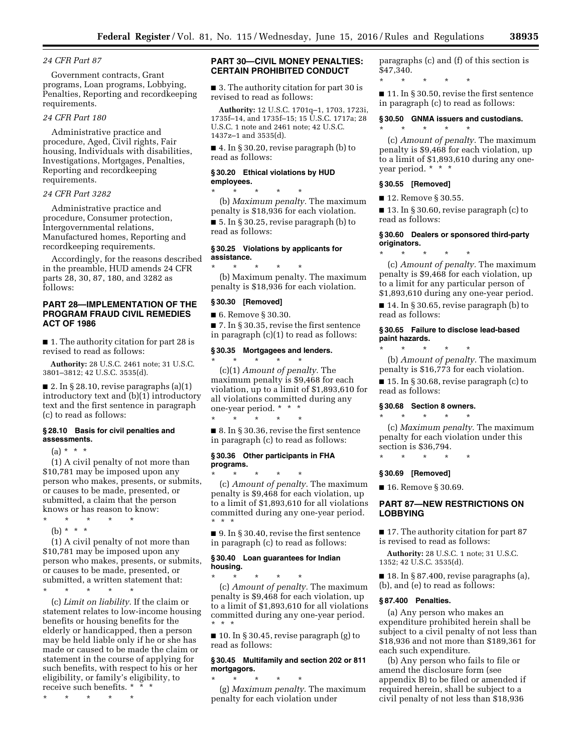*24 CFR Part 87*

Government contracts, Grant programs, Loan programs, Lobbying, Penalties, Reporting and recordkeeping requirements.

*24 CFR Part 180*

Administrative practice and procedure, Aged, Civil rights, Fair housing, Individuals with disabilities, Investigations, Mortgages, Penalties, Reporting and recordkeeping requirements.

*24 CFR Part 3282*

Administrative practice and procedure, Consumer protection, Intergovernmental relations, Manufactured homes, Reporting and recordkeeping requirements.

Accordingly, for the reasons described in the preamble, HUD amends 24 CFR parts 28, 30, 87, 180, and 3282 as follows:

## PART 28—IMPLEMENTATION OF THE PROGRAM FRAUD CIVIL REMEDIES ACT OF 1986

■ 1. The authority citation for part 28 is revised to read as follows:

**Authority:** 28 U.S.C. 2461 note; 31 U.S.C. 3801–3812; 42 U.S.C. 3535(d).

■ 2. In § 28.10, revise paragraphs (a)(1) introductory text and (b)(1) introductory text and the first sentence in paragraph (c) to read as follows:

### § 28.10 Basis for civil penalties and assessments.

(a) * * *

(1) A civil penalty of not more than $10,781 may be imposed upon any person who makes, presents, or submits, or causes to be made, presented, or submitted, a claim that the person knows or has reason to know:

\* \* \* \* \*

(b) * * *

(1) A civil penalty of not more than $10,781 may be imposed upon any person who makes, presents, or submits, or causes to be made, presented, or submitted, a written statement that:

\* \* \* \* \*

(c) *Limit on liability.* If the claim or statement relates to low-income housing benefits or housing benefits for the elderly or handicapped, then a person may be held liable only if he or she has made or caused to be made the claim or statement in the course of applying for such benefits, with respect to his or her eligibility, or family's eligibility, to receive such benefits. * * *

\* \* \* \* \*

## PART 30—CIVIL MONEY PENALTIES: CERTAIN PROHIBITED CONDUCT

■ 3. The authority citation for part 30 is revised to read as follows:

**Authority:** 12 U.S.C. 1701q–1, 1703, 1723i, 1735f–14, and 1735f–15; 15 U.S.C. 1717a; 28 U.S.C. 1 note and 2461 note; 42 U.S.C. 1437z–1 and 3535(d).

■ 4. In § 30.20, revise paragraph (b) to read as follows:

### § 30.20 Ethical violations by HUD employees.

\* \* \* \* \*

(b) *Maximum penalty.* The maximum penalty is $18,936 for each violation.

■ 5. In § 30.25, revise paragraph (b) to read as follows:

### § 30.25 Violations by applicants for assistance.

\* \* \* \* \*

(b) Maximum penalty. The maximum penalty is $18,936 for each violation.

### § 30.30 [Removed]

■ 6. Remove § 30.30.

■ 7. In § 30.35, revise the first sentence in paragraph (c)(1) to read as follows:

### § 30.35 Mortgagees and lenders.

\* \* \* \* \*

(c)(1) *Amount of penalty.* The maximum penalty is $9,468 for each violation, up to a limit of $1,893,610 for all violations committed during any one-year period. * * *

\* \* \* \* \*

■ 8. In § 30.36, revise the first sentence in paragraph (c) to read as follows:

### § 30.36 Other participants in FHA programs.

\* \* \* \* \*

(c) *Amount of penalty.* The maximum penalty is $9,468 for each violation, up to a limit of $1,893,610 for all violations committed during any one-year period. * * *

■ 9. In § 30.40, revise the first sentence in paragraph (c) to read as follows:

### § 30.40 Loan guarantees for Indian housing.

\* \* \* \* \*

(c) *Amount of penalty.* The maximum penalty is $9,468 for each violation, up to a limit of $1,893,610 for all violations committed during any one-year period. * * *

■ 10. In § 30.45, revise paragraph (g) to read as follows:

### § 30.45 Multifamily and section 202 or 811 mortgagors.

\* \* \* \* \*

(g) *Maximum penalty.* The maximum penalty for each violation under paragraphs (c) and (f) of this section is $47,340.

\* \* \* \* \*

■ 11. In § 30.50, revise the first sentence in paragraph (c) to read as follows:

### § 30.50 GNMA issuers and custodians.

\* \* \* \* \*

(c) *Amount of penalty.* The maximum penalty is $9,468 for each violation, up to a limit of $1,893,610 during any one-year period. * * *

### § 30.55 [Removed]

■ 12. Remove § 30.55.

■ 13. In § 30.60, revise paragraph (c) to read as follows:

### § 30.60 Dealers or sponsored third-party originators.

\* \* \* \* \*

(c) *Amount of penalty.* The maximum penalty is $9,468 for each violation, up to a limit for any particular person of $1,893,610 during any one-year period.

■ 14. In § 30.65, revise paragraph (b) to read as follows:

### § 30.65 Failure to disclose lead-based paint hazards.

\* \* \* \* \*

(b) *Amount of penalty.* The maximum penalty is $16,773 for each violation.

■ 15. In § 30.68, revise paragraph (c) to read as follows:

### § 30.68 Section 8 owners.

\* \* \* \* \*

(c) *Maximum penalty.* The maximum penalty for each violation under this section is $36,794.

\* \* \* \* \*

### § 30.69 [Removed]

■ 16. Remove § 30.69.

## PART 87—NEW RESTRICTIONS ON LOBBYING

■ 17. The authority citation for part 87 is revised to read as follows:

**Authority:** 28 U.S.C. 1 note; 31 U.S.C. 1352; 42 U.S.C. 3535(d).

■ 18. In § 87.400, revise paragraphs (a), (b), and (e) to read as follows:

### § 87.400 Penalties.

(a) Any person who makes an expenditure prohibited herein shall be subject to a civil penalty of not less than $18,936 and not more than $189,361 for each such expenditure.

(b) Any person who fails to file or amend the disclosure form (see appendix B) to be filed or amended if required herein, shall be subject to a civil penalty of not less than $18,936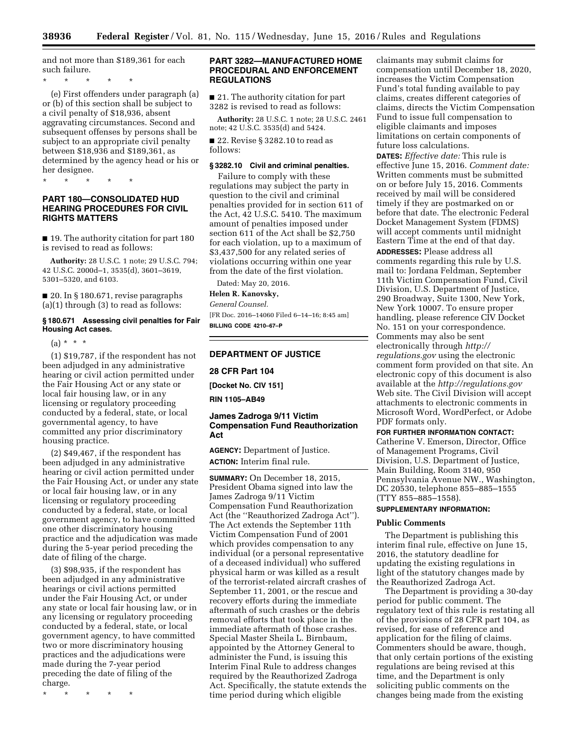and not more than $189,361 for each such failure.

\* \* \* \* \*

(e) First offenders under paragraph (a) or (b) of this section shall be subject to a civil penalty of $18,936, absent aggravating circumstances. Second and subsequent offenses by persons shall be subject to an appropriate civil penalty between $18,936 and $189,361, as determined by the agency head or his or her designee.

\* \* \* \* \*

## PART 180—CONSOLIDATED HUD HEARING PROCEDURES FOR CIVIL RIGHTS MATTERS

■ 19. The authority citation for part 180 is revised to read as follows:

**Authority:** 28 U.S.C. 1 note; 29 U.S.C. 794; 42 U.S.C. 2000d–1, 3535(d), 3601–3619, 5301–5320, and 6103.

■ 20. In § 180.671, revise paragraphs (a)(1) through (3) to read as follows:

### § 180.671 Assessing civil penalties for Fair Housing Act cases.

(a) \* \* \*

(1) $19,787, if the respondent has not been adjudged in any administrative hearing or civil action permitted under the Fair Housing Act or any state or local fair housing law, or in any licensing or regulatory proceeding conducted by a federal, state, or local governmental agency, to have committed any prior discriminatory housing practice.

(2) $49,467, if the respondent has been adjudged in any administrative hearing or civil action permitted under the Fair Housing Act, or under any state or local fair housing law, or in any licensing or regulatory proceeding conducted by a federal, state, or local government agency, to have committed one other discriminatory housing practice and the adjudication was made during the 5-year period preceding the date of filing of the charge.

(3) $98,935, if the respondent has been adjudged in any administrative hearings or civil actions permitted under the Fair Housing Act, or under any state or local fair housing law, or in any licensing or regulatory proceeding conducted by a federal, state, or local government agency, to have committed two or more discriminatory housing practices and the adjudications were made during the 7-year period preceding the date of filing of the charge.

\* \* \* \* \*

## PART 3282—MANUFACTURED HOME PROCEDURAL AND ENFORCEMENT REGULATIONS

■ 21. The authority citation for part 3282 is revised to read as follows:

**Authority:** 28 U.S.C. 1 note; 28 U.S.C. 2461 note; 42 U.S.C. 3535(d) and 5424.

■ 22. Revise § 3282.10 to read as follows:

### § 3282.10 Civil and criminal penalties.

Failure to comply with these regulations may subject the party in question to the civil and criminal penalties provided for in section 611 of the Act, 42 U.S.C. 5410. The maximum amount of penalties imposed under section 611 of the Act shall be $2,750 for each violation, up to a maximum of $3,437,500 for any related series of violations occurring within one year from the date of the first violation.

Dated: May 20, 2016.

**Helen R. Kanovsky,**

*General Counsel.*

[FR Doc. 2016–14060 Filed 6–14–16; 8:45 am]

**BILLING CODE 4210–67–P**

---

## DEPARTMENT OF JUSTICE

**28 CFR Part 104**

**[Docket No. CIV 151]**

**RIN 1105–AB49**

## James Zadroga 9/11 Victim Compensation Fund Reauthorization Act

**AGENCY:** Department of Justice.

**ACTION:** Interim final rule.

**SUMMARY:** On December 18, 2015, President Obama signed into law the James Zadroga 9/11 Victim Compensation Fund Reauthorization Act (the ''Reauthorized Zadroga Act''). The Act extends the September 11th Victim Compensation Fund of 2001 which provides compensation to any individual (or a personal representative of a deceased individual) who suffered physical harm or was killed as a result of the terrorist-related aircraft crashes of September 11, 2001, or the rescue and recovery efforts during the immediate aftermath of such crashes or the debris removal efforts that took place in the immediate aftermath of those crashes. Special Master Sheila L. Birnbaum, appointed by the Attorney General to administer the Fund, is issuing this Interim Final Rule to address changes required by the Reauthorized Zadroga Act. Specifically, the statute extends the time period during which eligible claimants may submit claims for compensation until December 18, 2020, increases the Victim Compensation Fund's total funding available to pay claims, creates different categories of claims, directs the Victim Compensation Fund to issue full compensation to eligible claimants and imposes limitations on certain components of future loss calculations.

**DATES:** *Effective date:* This rule is effective June 15, 2016. *Comment date:* Written comments must be submitted on or before July 15, 2016. Comments received by mail will be considered timely if they are postmarked on or before that date. The electronic Federal Docket Management System (FDMS) will accept comments until midnight Eastern Time at the end of that day.

**ADDRESSES:** Please address all comments regarding this rule by U.S. mail to: Jordana Feldman, September 11th Victim Compensation Fund, Civil Division, U.S. Department of Justice, 290 Broadway, Suite 1300, New York, New York 10007. To ensure proper handling, please reference CIV Docket No. 151 on your correspondence. Comments may also be sent electronically through *http://regulations.gov* using the electronic comment form provided on that site. An electronic copy of this document is also available at the *http://regulations.gov* Web site. The Civil Division will accept attachments to electronic comments in Microsoft Word, WordPerfect, or Adobe PDF formats only.

**FOR FURTHER INFORMATION CONTACT:** Catherine V. Emerson, Director, Office of Management Programs, Civil Division, U.S. Department of Justice, Main Building, Room 3140, 950 Pennsylvania Avenue NW., Washington, DC 20530, telephone 855–885–1555 (TTY 855–885–1558).

**SUPPLEMENTARY INFORMATION:**

### Public Comments

The Department is publishing this interim final rule, effective on June 15, 2016, the statutory deadline for updating the existing regulations in light of the statutory changes made by the Reauthorized Zadroga Act.

The Department is providing a 30-day period for public comment. The regulatory text of this rule is restating all of the provisions of 28 CFR part 104, as revised, for ease of reference and application for the filing of claims. Commenters should be aware, though, that only certain portions of the existing regulations are being revised at this time, and the Department is only soliciting public comments on the changes being made from the existing